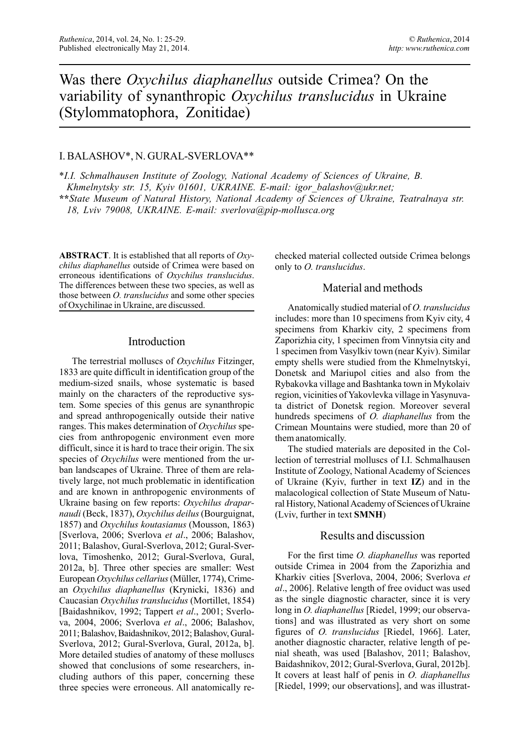# Was there *Oxychilus diaphanellus* outside Crimea? On the variability of synanthropic *Oxychilus translucidus* in Ukraine (Stylommatophora, Zonitidae)

I. BALASHOV*, N. GURAL-SVERLOVA**

*\*I.I. Schmalhausen Institute of Zoology, National Academy of Sciences of Ukraine, B. Khmelnytsky str. 15, Kyiv 01601, UKRAINE. E-mail: igor_balashov@ukr.net;*

*\*\*State Museum of Natural History, National Academy of Sciences of Ukraine, Teatralnaya str. 18, Lviv 79008, UKRAINE. E-mail: sverlova@pip-mollusca.org*

**ABSTRACT**. It is established that all reports of *Oxychilus diaphanellus* outside of Crimea were based on erroneous identifications of *Oxychilus translucidus*. The differences between these two species, as well as those between *O. translucidus* and some other species of Oxychilinae in Ukraine, are discussed.

## Introduction

The terrestrial molluscs of *Oxychilus* Fitzinger, 1833 are quite difficult in identification group of the medium-sized snails, whose systematic is based mainly on the characters of the reproductive system. Some species of this genus are synanthropic and spread anthropogenically outside their native ranges. This makes determination of *Oxychilus* species from anthropogenic environment even more difficult, since it is hard to trace their origin. The six species of *Oxychilus* were mentioned from the urban landscapes of Ukraine. Three of them are relatively large, not much problematic in identification and are known in anthropogenic environments of Ukraine basing on few reports: *Oxychilus draparnaudi* (Beck, 1837), *Oxychilus deilus* (Bourguignat, 1857) and *Oxychilus koutasianus* (Mousson, 1863) [Sverlova, 2006; Sverlova *et al*., 2006; Balashov, 2011; Balashov, Gural-Sverlova, 2012; Gural-Sverlova, Timoshenko, 2012; Gural-Sverlova, Gural, 2012a, b]. Three other species are smaller: West European *Oxychilus cellarius* (Müller, 1774), Crimean *Oxychilus diaphanellus* (Krynicki, 1836) and Caucasian *Oxychilus translucidus* (Mortillet, 1854) [Baidashnikov, 1992; Tappert *et al*., 2001; Sverlova, 2004, 2006; Sverlova *et al*., 2006; Balashov, 2011; Balashov, Baidashnikov, 2012; Balashov, Gural-Sverlova, 2012; Gural-Sverlova, Gural, 2012a, b]. More detailed studies of anatomy of these molluscs showed that conclusions of some researchers, including authors of this paper, concerning these three species were erroneous. All anatomically rechecked material collected outside Crimea belongs only to *O. translucidus*.

## Material and methods

Anatomically studied material of *O. translucidus* includes: more than 10 specimens from Kyiv city, 4 specimens from Kharkiv city, 2 specimens from Zaporizhia city, 1 specimen from Vinnytsia city and 1 specimen from Vasylkiv town (near Kyiv). Similar empty shells were studied from the Khmelnytskyi, Donetsk and Mariupol cities and also from the Rybakovka village and Bashtanka town in Mykolaiv region, vicinities of Yakovlevka village in Yasynuvata district of Donetsk region. Moreover several hundreds specimens of *O. diaphanellus* from the Crimean Mountains were studied, more than 20 of them anatomically.

The studied materials are deposited in the Collection of terrestrial molluscs of I.I. Schmalhausen Institute of Zoology, National Academy of Sciences of Ukraine (Kyiv, further in text **IZ**) and in the malacological collection of State Museum of Natural History, National Academy of Sciences of Ukraine (Lviv, further in text **SMNH**)

## Results and discussion

For the first time *O. diaphanellus* was reported outside Crimea in 2004 from the Zaporizhia and Kharkiv cities [Sverlova, 2004, 2006; Sverlova *et al*., 2006]. Relative length of free oviduct was used as the single diagnostic character, since it is very long in *O. diaphanellus* [Riedel, 1999; our observations] and was illustrated as very short on some figures of *O. translucidus* [Riedel, 1966]. Later, another diagnostic character, relative length of penial sheath, was used [Balashov, 2011; Balashov, Baidashnikov, 2012; Gural-Sverlova, Gural, 2012b]. It covers at least half of penis in *O. diaphanellus* [Riedel, 1999; our observations], and was illustrat-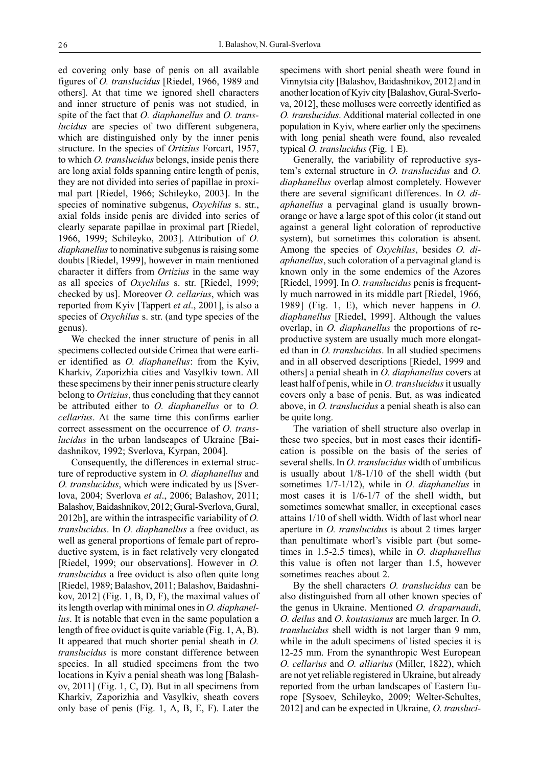ed covering only base of penis on all available figures of *O. translucidus* [Riedel, 1966, 1989 and others]. At that time we ignored shell characters and inner structure of penis was not studied, in spite of the fact that *O. diaphanellus* and *O. translucidus* are species of two different subgenera, which are distinguished only by the inner penis structure. In the species of *Ortizius* Forcart, 1957, to which *O. translucidus* belongs, inside penis there are long axial folds spanning entire length of penis, they are not divided into series of papillae in proximal part [Riedel, 1966; Schileyko, 2003]. In the species of nominative subgenus, *Oxychilus* s. str., axial folds inside penis are divided into series of clearly separate papillae in proximal part [Riedel, 1966, 1999; Schileyko, 2003]. Attribution of *O. diaphanellus* to nominative subgenus is raising some doubts [Riedel, 1999], however in main mentioned character it differs from *Ortizius* in the same way as all species of *Oxychilus* s. str. [Riedel, 1999; checked by us]. Moreover *O. cellarius*, which was reported from Kyiv [Tappert *et al*., 2001], is also a species of *Oxychilus* s. str. (and type species of the genus).

We checked the inner structure of penis in all specimens collected outside Crimea that were earlier identified as *O. diaphanellus*: from the Kyiv, Kharkiv, Zaporizhia cities and Vasylkiv town. All these specimens by their inner penis structure clearly belong to *Ortizius*, thus concluding that they cannot be attributed either to *O. diaphanellus* or to *O. cellarius*. At the same time this confirms earlier correct assessment on the occurrence of *O. translucidus* in the urban landscapes of Ukraine [Baidashnikov, 1992; Sverlova, Kyrpan, 2004].

Consequently, the differences in external structure of reproductive system in *O. diaphanellus* and *O. translucidus*, which were indicated by us [Sverlova, 2004; Sverlova *et al*., 2006; Balashov, 2011; Balashov, Baidashnikov, 2012; Gural-Sverlova, Gural, 2012b], are within the intraspecific variability of *O. translucidus*. In *O. diaphanellus* a free oviduct, as well as general proportions of female part of reproductive system, is in fact relatively very elongated [Riedel, 1999; our observations]. However in *O. translucidus* a free oviduct is also often quite long [Riedel, 1989; Balashov, 2011; Balashov, Baidashnikov, 2012] (Fig. 1, B, D, F), the maximal values of its length overlap with minimal ones in *O. diaphanellus*. It is notable that even in the same population a length of free oviduct is quite variable (Fig. 1, A, B). It appeared that much shorter penial sheath in *O. translucidus* is more constant difference between species. In all studied specimens from the two locations in Kyiv a penial sheath was long [Balashov, 2011] (Fig. 1, C, D). But in all specimens from Kharkiv, Zaporizhia and Vasylkiv, sheath covers only base of penis (Fig. 1, A, B, E, F). Later the specimens with short penial sheath were found in Vinnytsia city [Balashov, Baidashnikov, 2012] and in another location of Kyiv city [Balashov, Gural-Sverlova, 2012], these molluscs were correctly identified as *O. translucidus*. Additional material collected in one population in Kyiv, where earlier only the specimens with long penial sheath were found, also revealed typical *O. translucidus* (Fig. 1 E).

Generally, the variability of reproductive system's external structure in *O. translucidus* and *O. diaphanellus* overlap almost completely. However there are several significant differences. In *O. diaphanellus* a pervaginal gland is usually brown-orange or have a large spot of this color (it stand out against a general light coloration of reproductive system), but sometimes this coloration is absent. Among the species of *Oxychilus*, besides *O. diaphanellus*, such coloration of a pervaginal gland is known only in the some endemics of the Azores [Riedel, 1999]. In *O. translucidus* penis is frequently much narrowed in its middle part [Riedel, 1966, 1989] (Fig. 1, E), which never happens in *O. diaphanellus* [Riedel, 1999]. Although the values overlap, in *O. diaphanellus* the proportions of reproductive system are usually much more elongated than in *O. translucidus*. In all studied specimens and in all observed descriptions [Riedel, 1999 and others] a penial sheath in *O. diaphanellus* covers at least half of penis, while in *O. translucidus* it usually covers only a base of penis. But, as was indicated above, in *O. translucidus* a penial sheath is also can be quite long.

The variation of shell structure also overlap in these two species, but in most cases their identification is possible on the basis of the series of several shells. In *O. translucidus* width of umbilicus is usually about 1/8-1/10 of the shell width (but sometimes 1/7-1/12), while in *O. diaphanellus* in most cases it is 1/6-1/7 of the shell width, but sometimes somewhat smaller, in exceptional cases attains 1/10 of shell width. Width of last whorl near aperture in *O. translucidus* is about 2 times larger than penultimate whorl's visible part (but sometimes in 1.5-2.5 times), while in *O. diaphanellus* this value is often not larger than 1.5, however sometimes reaches about 2.

By the shell characters *O. translucidus* can be also distinguished from all other known species of the genus in Ukraine. Mentioned *O. draparnaudi*, *O. deilus* and *O. koutasianus* are much larger. In *O. translucidus* shell width is not larger than 9 mm, while in the adult specimens of listed species it is 12-25 mm. From the synanthropic West European *O. cellarius* and *O. alliarius* (Miller, 1822), which are not yet reliable registered in Ukraine, but already reported from the urban landscapes of Eastern Europe [Sysoev, Schileyko, 2009; Welter-Schultes, 2012] and can be expected in Ukraine, *O. transluci-*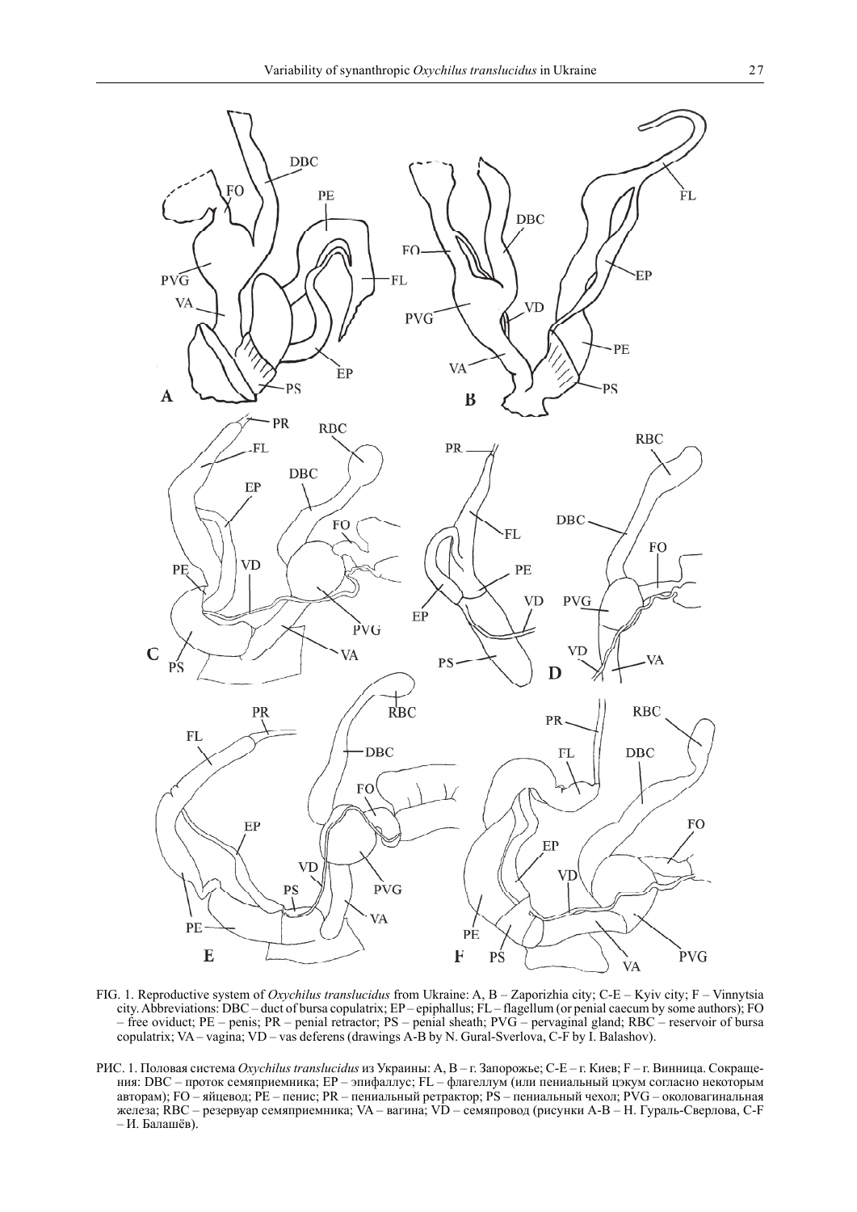FIG. 1. Reproductive system of *Oxychilus translucidus* from Ukraine: A, B – Zaporizhia city; C-E – Kyiv city; F – Vinnytsia city. Abbreviations: DBC – duct of bursa copulatrix; EP – epiphallus; FL – flagellum (or penial caecum by some authors); FO – free oviduct; PE – penis; PR – penial retractor; PS – penial sheath; PVG – pervaginal gland; RBC – reservoir of bursa copulatrix; VA – vagina; VD – vas deferens (drawings A-B by N. Gural-Sverlova, C-F by I. Balashov).

РИС. 1. Половая система *Oxychilus translucidus* из Украины: A, B – г. Запорожье; C-E – г. Киев; F – г. Винница. Сокращения: DBC – проток семяприемника; EP – эпифаллус; FL – флагеллум (или пениальный цэкум согласно некоторым авторам); FO – яйцевод; PE – пенис; PR – пениальный ретрактор; PS – пениальный чехол; PVG – околовагинальная железа; RBC – резервуар семяприемника; VA – вагина; VD – семяпровод (рисунки A-B – Н. Гураль-Сверлова, C-F – И. Балашёв).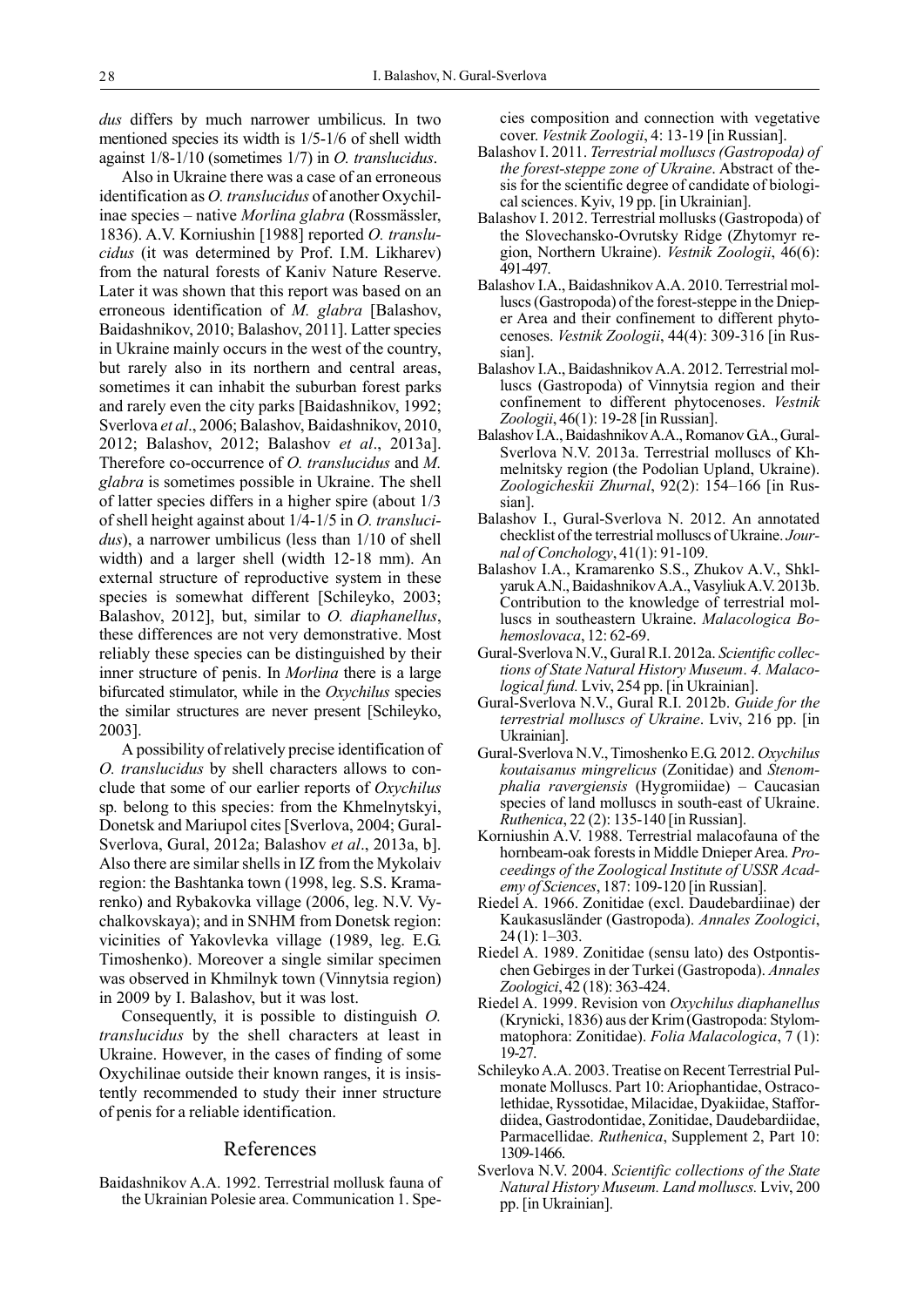*dus* differs by much narrower umbilicus. In two mentioned species its width is 1/5-1/6 of shell width against 1/8-1/10 (sometimes 1/7) in *O. translucidus*.

Also in Ukraine there was a case of an erroneous identification as *O. translucidus* of another Oxychilinae species – native *Morlina glabra* (Rossmässler, 1836). A.V. Korniushin [1988] reported *O. translucidus* (it was determined by Prof. I.M. Likharev) from the natural forests of Kaniv Nature Reserve. Later it was shown that this report was based on an erroneous identification of *M. glabra* [Balashov, Baidashnikov, 2010; Balashov, 2011]. Latter species in Ukraine mainly occurs in the west of the country, but rarely also in its northern and central areas, sometimes it can inhabit the suburban forest parks and rarely even the city parks [Baidashnikov, 1992; Sverlova *et al*., 2006; Balashov, Baidashnikov, 2010, 2012; Balashov, 2012; Balashov *et al*., 2013a]. Therefore co-occurrence of *O. translucidus* and *M. glabra* is sometimes possible in Ukraine. The shell of latter species differs in a higher spire (about 1/3 of shell height against about 1/4-1/5 in *O. translucidus*), a narrower umbilicus (less than 1/10 of shell width) and a larger shell (width 12-18 mm). An external structure of reproductive system in these species is somewhat different [Schileyko, 2003; Balashov, 2012], but, similar to *O. diaphanellus*, these differences are not very demonstrative. Most reliably these species can be distinguished by their inner structure of penis. In *Morlina* there is a large bifurcated stimulator, while in the *Oxychilus* species the similar structures are never present [Schileyko, 2003].

A possibility of relatively precise identification of *O. translucidus* by shell characters allows to conclude that some of our earlier reports of *Oxychilus* sp*.* belong to this species: from the Khmelnytskyi, Donetsk and Mariupol cites [Sverlova, 2004; Gural-Sverlova, Gural, 2012a; Balashov *et al*., 2013a, b]. Also there are similar shells in IZ from the Mykolaiv region: the Bashtanka town (1998, leg. S.S. Kramarenko) and Rybakovka village (2006, leg. N.V. Vychalkovskaya); and in SNHM from Donetsk region: vicinities of Yakovlevka village (1989, leg. E.G. Timoshenko). Moreover a single similar specimen was observed in Khmilnyk town (Vinnytsia region) in 2009 by I. Balashov, but it was lost.

Consequently, it is possible to distinguish *O. translucidus* by the shell characters at least in Ukraine. However, in the cases of finding of some Oxychilinae outside their known ranges, it is insistently recommended to study their inner structure of penis for a reliable identification.

## References

Baidashnikov A.A. 1992. Terrestrial mollusk fauna of the Ukrainian Polesie area. Communication 1. Species composition and connection with vegetative cover. *Vestnik Zoologii*, 4: 13-19 [in Russian].

Balashov I. 2011. *Terrestrial molluscs (Gastropoda) of the forest-steppe zone of Ukraine*. Abstract of thesis for the scientific degree of candidate of biological sciences. Kyiv, 19 pp. [in Ukrainian].

Balashov I. 2012. Terrestrial mollusks (Gastropoda) of the Slovechansko-Ovrutsky Ridge (Zhytomyr region, Northern Ukraine). *Vestnik Zoologii*, 46(6): 491-497.

Balashov I.A., Baidashnikov A.A. 2010. Terrestrial molluscs (Gastropoda) of the forest-steppe in the Dnieper Area and their confinement to different phytocenoses. *Vestnik Zoologii*, 44(4): 309-316 [in Russian].

Balashov I.A., Baidashnikov A.A. 2012. Terrestrial molluscs (Gastropoda) of Vinnytsia region and their confinement to different phytocenoses. *Vestnik Zoologii*, 46(1): 19-28 [in Russian].

Balashov I.A., Baidashnikov A.A., Romanov G.A., Gural-Sverlova N.V. 2013a. Terrestrial molluscs of Khmelnitsky region (the Podolian Upland, Ukraine). *Zoologicheskii Zhurnal*, 92(2): 154–166 [in Russian].

Balashov I., Gural-Sverlova N. 2012. An annotated checklist of the terrestrial molluscs of Ukraine. *Journal of Conchology*, 41(1): 91-109.

Balashov I.A., Kramarenko S.S., Zhukov A.V., Shklyaruk A.N., Baidashnikov A.A., Vasyliuk A.V. 2013b. Contribution to the knowledge of terrestrial molluscs in southeastern Ukraine. *Malacologica Bohemoslovaca*, 12: 62-69.

Gural-Sverlova N.V., Gural R.I. 2012a. *Scientific collections of State Natural History Museum*. *4. Malacological fund.* Lviv, 254 pp. [in Ukrainian].

Gural-Sverlova N.V., Gural R.I. 2012b. *Guide for the terrestrial molluscs of Ukraine*. Lviv, 216 pp. [in Ukrainian].

Gural-Sverlova N.V., Timoshenko E.G. 2012. *Oxychilus koutaisanus mingrelicus* (Zonitidae) and *Stenomphalia ravergiensis* (Hygromiidae) – Caucasian species of land molluscs in south-east of Ukraine. *Ruthenica*, 22 (2): 135-140 [in Russian].

Korniushin A.V. 1988. Terrestrial malacofauna of the hornbeam-oak forests in Middle Dnieper Area. *Proceedings of the Zoological Institute of USSR Academy of Sciences*, 187: 109-120 [in Russian].

Riedel A. 1966. Zonitidae (excl. Daudebardiinae) der Kaukasusländer (Gastropoda). *Annales Zoologici*, 24 (1): 1–303.

Riedel A. 1989. Zonitidae (sensu lato) des Ostpontischen Gebirges in der Turkei (Gastropoda). *Annales Zoologici*, 42 (18): 363-424.

Riedel A. 1999. Revision von *Oxychilus diaphanellus* (Krynicki, 1836) aus der Krim (Gastropoda: Stylommatophora: Zonitidae). *Folia Malacologica*, 7 (1): 19-27.

Schileyko A.A. 2003. Treatise on Recent Terrestrial Pulmonate Molluscs. Part 10: Ariophantidae, Ostracolethidae, Ryssotidae, Milacidae, Dyakiidae, Staffordiidea, Gastrodontidae, Zonitidae, Daudebardiidae, Parmacellidae. *Ruthenica*, Supplement 2, Part 10: 1309-1466.

Sverlova N.V. 2004. *Scientific collections of the State Natural History Museum. Land molluscs.* Lviv, 200 pp. [in Ukrainian].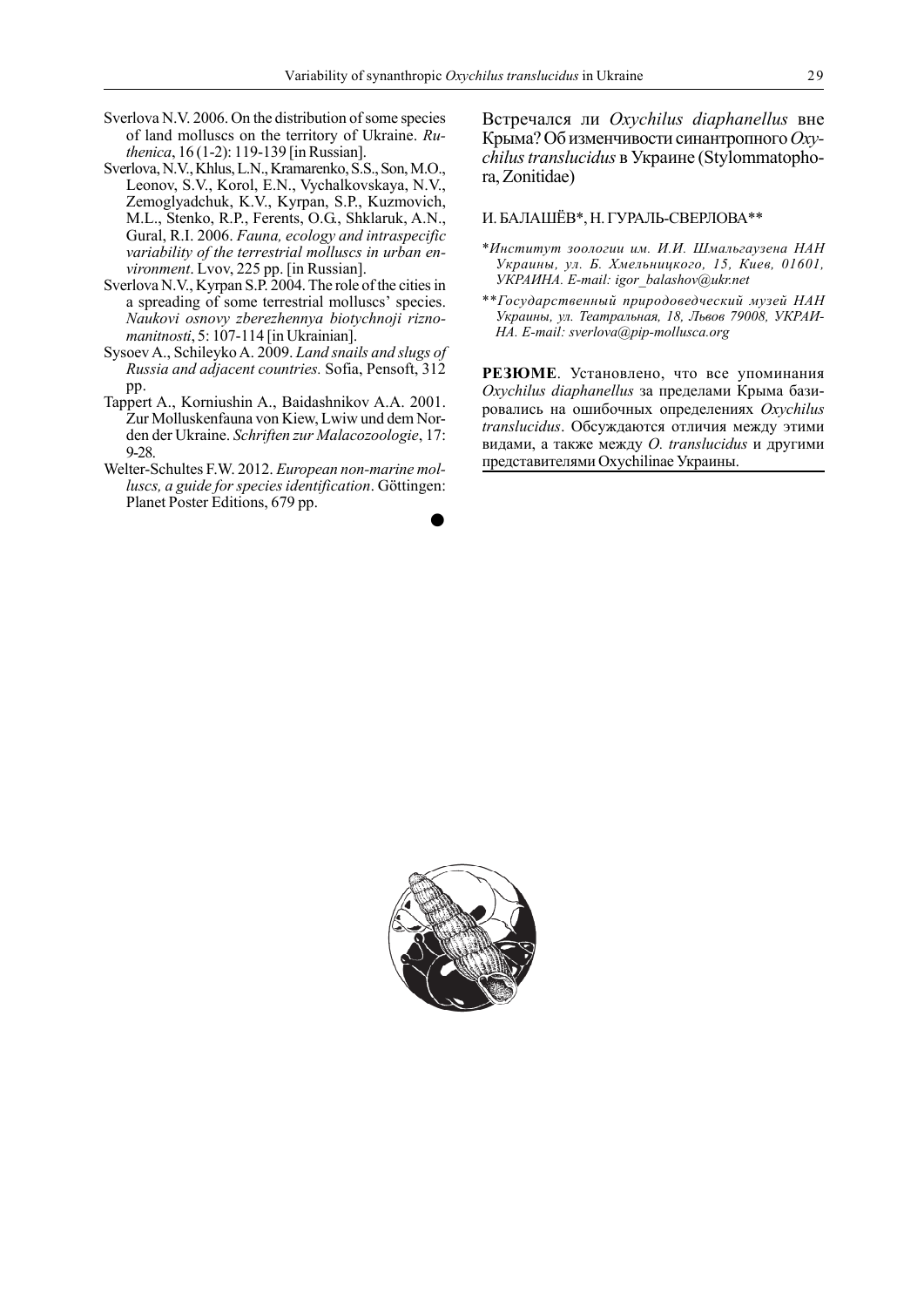Sverlova N.V. 2006. On the distribution of some species of land molluscs on the territory of Ukraine. *Ruthenica*, 16 (1-2): 119-139 [in Russian].

Sverlova, N.V., Khlus, L.N., Kramarenko, S.S., Son, M.O., Leonov, S.V., Korol, E.N., Vychalkovskaya, N.V., Zemoglyadchuk, K.V., Kyrpan, S.P., Kuzmovich, M.L., Stenko, R.P., Ferents, O.G., Shklaruk, A.N., Gural, R.I. 2006. *Fauna, ecology and intraspecific variability of the terrestrial molluscs in urban environment*. Lvov, 225 pp. [in Russian].

Sverlova N.V., Kyrpan S.P. 2004. The role of the cities in a spreading of some terrestrial molluscs' species. *Naukovi osnovy zberezhennya biotychnoji riznomanitnosti*, 5: 107-114 [in Ukrainian].

Sysoev A., Schileyko A. 2009. *Land snails and slugs of Russia and adjacent countries.* Sofia, Pensoft, 312 pp.

Tappert A., Korniushin A., Baidashnikov A.A. 2001. Zur Molluskenfauna von Kiew, Lwiw und dem Norden der Ukraine. *Schriften zur Malacozoologie*, 17: 9-28.

Welter-Schultes F.W. 2012. *European non-marine molluscs, a guide for species identification*. Göttingen: Planet Poster Editions, 679 pp.

## Встречался ли *Oxychilus diaphanellus* вне Крыма? Об изменчивости синантропного *Oxychilus translucidus* в Украине (Stylommatophora, Zonitidae)

И. БАЛАШЁВ*, Н. ГУРАЛЬ-СВЕРЛОВА**

*\*Институт зоологии им. И.И. Шмальгаузена НАН Украины, ул. Б. Хмельницкого, 15, Киев, 01601, УКРАИНА. E-mail: igor_balashov@ukr.net*

*\*\*Государственный природоведческий музей НАН Украины, ул. Театральная, 18, Львов 79008, УКРАИНА. E-mail: sverlova@pip-mollusca.org*

**РЕЗЮМЕ**. Установлено, что все упоминания *Oxychilus diaphanellus* за пределами Крыма базировались на ошибочных определениях *Oxychilus translucidus*. Обсуждаются отличия между этими видами, а также между *O. translucidus* и другими представителями Oxychilinae Украины.